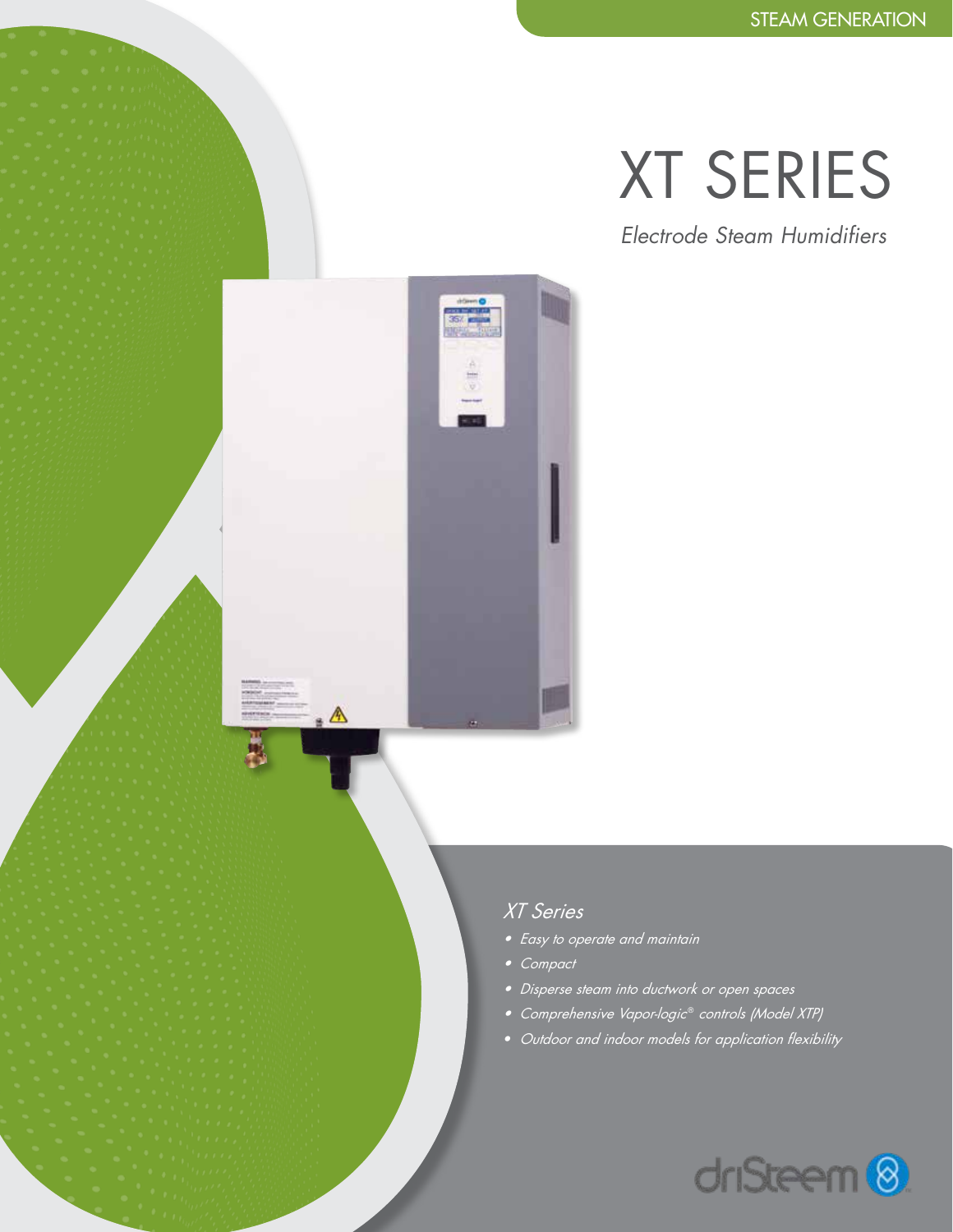STEAM GENERATION

# XT SERIES

*Electrode Steam Humidifiers*

## *XT Series*

- *Easy to operate and maintain*
- *Compact*
- *Disperse steam into ductwork or open spaces*
- *Comprehensive Vapor-logic® controls (Model XTP)*
- *Outdoor and indoor models for application flexibility*

driSteem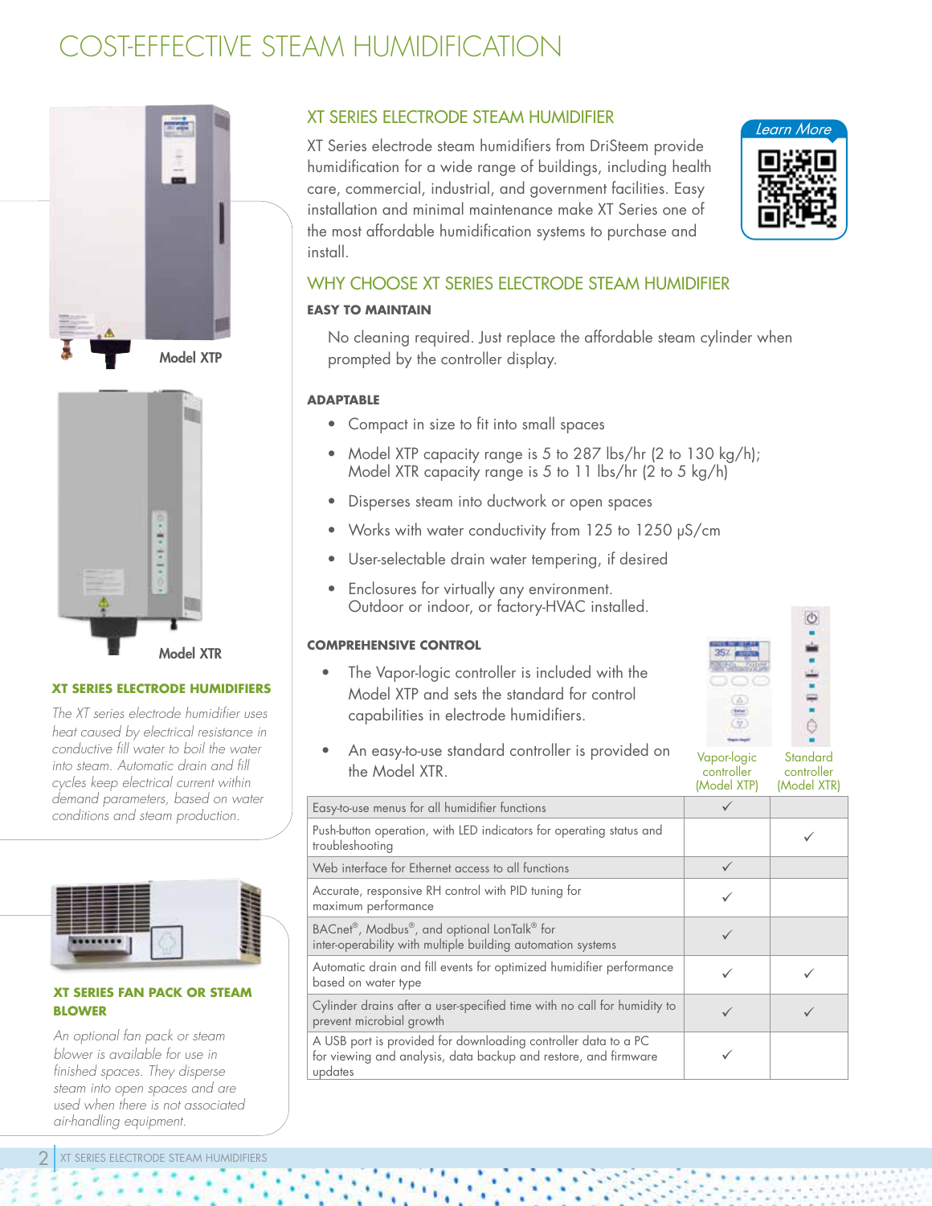# COST-EFFECTIVE STEAM HUMIDIFICATION

## XT SERIES ELECTRODE STEAM HUMIDIFIER

XT Series electrode steam humidifiers from DriSteem provide humidification for a wide range of buildings, including health care, commercial, industrial, and government facilities. Easy installation and minimal maintenance make XT Series one of the most affordable humidification systems to purchase and install.

Learn More

## WHY CHOOSE XT SERIES ELECTRODE STEAM HUMIDIFIER

### EASY TO MAINTAIN

No cleaning required. Just replace the affordable steam cylinder when prompted by the controller display.

### ADAPTABLE

- Compact in size to fit into small spaces
- Model XTP capacity range is 5 to 287 lbs/hr (2 to 130 kg/h); Model XTR capacity range is 5 to 11 lbs/hr (2 to 5 kg/h)
- Disperses steam into ductwork or open spaces
- Works with water conductivity from 125 to 1250 µS/cm
- User-selectable drain water tempering, if desired
- Enclosures for virtually any environment. Outdoor or indoor, or factory-HVAC installed.

### COMPREHENSIVE CONTROL

- The Vapor-logic controller is included with the Model XTP and sets the standard for control capabilities in electrode humidifiers.
- An easy-to-use standard controller is provided on the Model XTR.

| | Vapor-logic controller (Model XTP) | Standard controller (Model XTR) |
|---|---|---|
| Easy-to-use menus for all humidifier functions | ✓ | |
| Push-button operation, with LED indicators for operating status and troubleshooting | | ✓ |
| Web interface for Ethernet access to all functions | ✓ | |
| Accurate, responsive RH control with PID tuning for maximum performance | ✓ | |
| BACnet®, Modbus®, and optional LonTalk® for inter-operability with multiple building automation systems | ✓ | |
| Automatic drain and fill events for optimized humidifier performance based on water type | ✓ | ✓ |
| Cylinder drains after a user-specified time with no call for humidity to prevent microbial growth | ✓ | ✓ |
| A USB port is provided for downloading controller data to a PC for viewing and analysis, data backup and restore, and firmware updates | ✓ | |

Model XTP

Model XTR

### XT SERIES ELECTRODE HUMIDIFIERS

*The XT series electrode humidifier uses heat caused by electrical resistance in conductive fill water to boil the water into steam. Automatic drain and fill cycles keep electrical current within demand parameters, based on water conditions and steam production.*

### XT SERIES FAN PACK OR STEAM BLOWER

*An optional fan pack or steam blower is available for use in finished spaces. They disperse steam into open spaces and are used when there is not associated air-handling equipment.*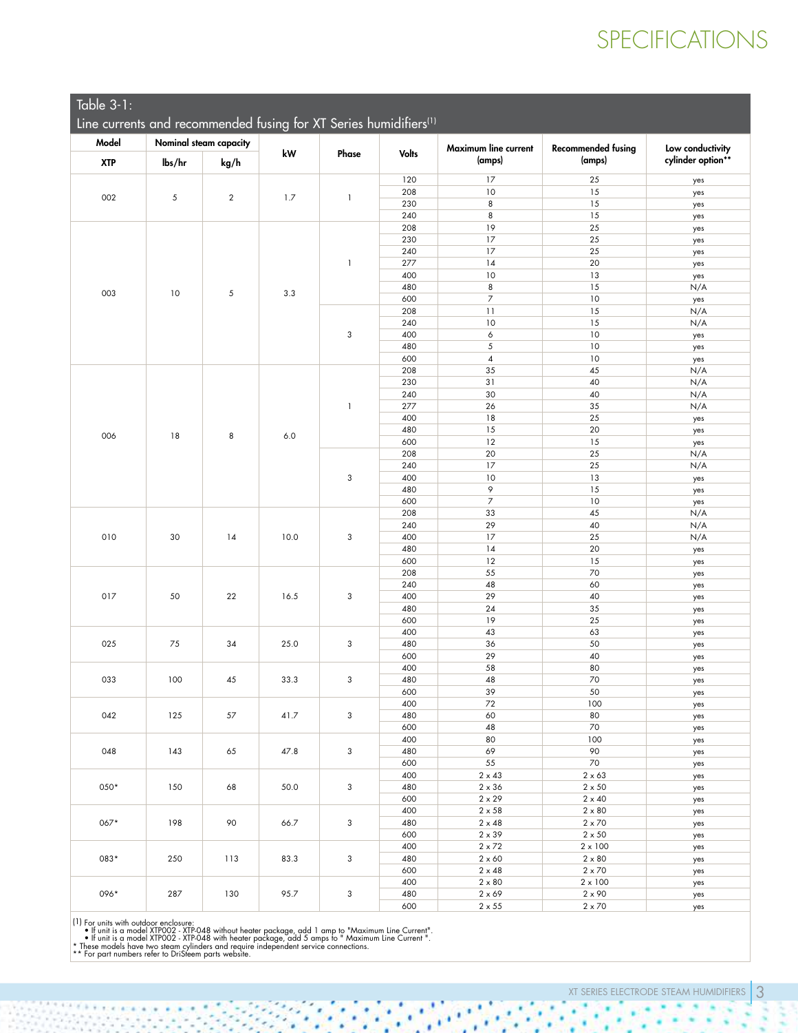# SPECIFICATIONS

Table 3-1:
Line currents and recommended fusing for XT Series humidifiers[1]

| Model | Nominal steam capacity | | kW | Phase | Volts | Maximum line current (amps) | Recommended fusing (amps) | Low conductivity cylinder option** |
|---|---|---|---|---|---|---|---|---|
| XTP | lbs/hr | kg/h | | | | | | |
| 002 | 5 | 2 | 1.7 | 1 | 120 | 17 | 25 | yes |
| | | | | | 208 | 10 | 15 | yes |
| | | | | | 230 | 8 | 15 | yes |
| | | | | | 240 | 8 | 15 | yes |
| 003 | 10 | 5 | 3.3 | 1 | 208 | 19 | 25 | yes |
| | | | | | 230 | 17 | 25 | yes |
| | | | | | 240 | 17 | 25 | yes |
| | | | | | 277 | 14 | 20 | yes |
| | | | | | 400 | 10 | 13 | yes |
| | | | | | 480 | 8 | 15 | N/A |
| | | | | | 600 | 7 | 10 | yes |
| | | | | 3 | 208 | 11 | 15 | N/A |
| | | | | | 240 | 10 | 15 | N/A |
| | | | | | 400 | 6 | 10 | yes |
| | | | | | 480 | 5 | 10 | yes |
| | | | | | 600 | 4 | 10 | yes |
| 006 | 18 | 8 | 6.0 | 1 | 208 | 35 | 45 | N/A |
| | | | | | 230 | 31 | 40 | N/A |
| | | | | | 240 | 30 | 40 | N/A |
| | | | | | 277 | 26 | 35 | N/A |
| | | | | | 400 | 18 | 25 | yes |
| | | | | | 480 | 15 | 20 | yes |
| | | | | | 600 | 12 | 15 | yes |
| | | | | 3 | 208 | 20 | 25 | N/A |
| | | | | | 240 | 17 | 25 | N/A |
| | | | | | 400 | 10 | 13 | yes |
| | | | | | 480 | 9 | 15 | yes |
| | | | | | 600 | 7 | 10 | yes |
| 010 | 30 | 14 | 10.0 | 3 | 208 | 33 | 45 | N/A |
| | | | | | 240 | 29 | 40 | N/A |
| | | | | | 400 | 17 | 25 | N/A |
| | | | | | 480 | 14 | 20 | yes |
| | | | | | 600 | 12 | 15 | yes |
| 017 | 50 | 22 | 16.5 | 3 | 208 | 55 | 70 | yes |
| | | | | | 240 | 48 | 60 | yes |
| | | | | | 400 | 29 | 40 | yes |
| | | | | | 480 | 24 | 35 | yes |
| | | | | | 600 | 19 | 25 | yes |
| 025 | 75 | 34 | 25.0 | 3 | 400 | 43 | 63 | yes |
| | | | | | 480 | 36 | 50 | yes |
| | | | | | 600 | 29 | 40 | yes |
| 033 | 100 | 45 | 33.3 | 3 | 400 | 58 | 80 | yes |
| | | | | | 480 | 48 | 70 | yes |
| | | | | | 600 | 39 | 50 | yes |
| 042 | 125 | 57 | 41.7 | 3 | 400 | 72 | 100 | yes |
| | | | | | 480 | 60 | 80 | yes |
| | | | | | 600 | 48 | 70 | yes |
| 048 | 143 | 65 | 47.8 | 3 | 400 | 80 | 100 | yes |
| | | | | | 480 | 69 | 90 | yes |
| | | | | | 600 | 55 | 70 | yes |
| 050* | 150 | 68 | 50.0 | 3 | 400 | 2 x 43 | 2 x 63 | yes |
| | | | | | 480 | 2 x 36 | 2 x 50 | yes |
| | | | | | 600 | 2 x 29 | 2 x 40 | yes |
| 067* | 198 | 90 | 66.7 | 3 | 400 | 2 x 58 | 2 x 80 | yes |
| | | | | | 480 | 2 x 48 | 2 x 70 | yes |
| | | | | | 600 | 2 x 39 | 2 x 50 | yes |
| 083* | 250 | 113 | 83.3 | 3 | 400 | 2 x 72 | 2 x 100 | yes |
| | | | | | 480 | 2 x 60 | 2 x 80 | yes |
| | | | | | 600 | 2 x 48 | 2 x 70 | yes |
| 096* | 287 | 130 | 95.7 | 3 | 400 | 2 x 80 | 2 x 100 | yes |
| | | | | | 480 | 2 x 69 | 2 x 90 | yes |
| | | | | | 600 | 2 x 55 | 2 x 70 | yes |

(1) For units with outdoor enclosure:
- If unit is a model XTP002 - XTP-048 without heater package, add 1 amp to "Maximum Line Current".
- If unit is a model XTP002 - XTP-048 with heater package, add 5 amps to " Maximum Line Current ".

* These models have two steam cylinders and require independent service connections.
** For part numbers refer to DriSteem parts website.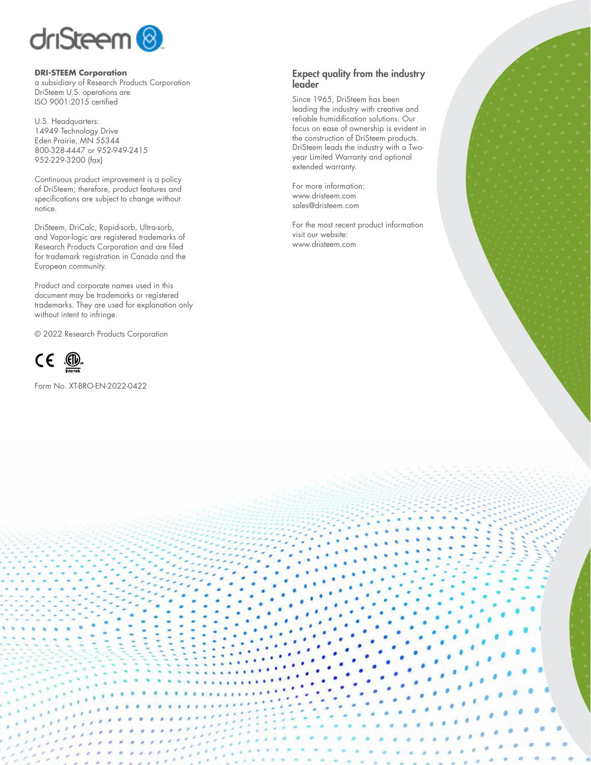**DRI-STEEM Corporation**
a subsidiary of Research Products Corporation
DriSteem U.S. operations are
ISO 9001:2015 certified

U.S. Headquarters:
14949 Technology Drive
Eden Prairie, MN 55344
800-328-4447 or 952-949-2415
952-229-3200 (fax)

Continuous product improvement is a policy of DriSteem; therefore, product features and specifications are subject to change without notice.

DriSteem, DriCalc, Rapid-sorb, Ultra-sorb, and Vapor-logic are registered trademarks of Research Products Corporation and are filed for trademark registration in Canada and the European community.

Product and corporate names used in this document may be trademarks or registered trademarks. They are used for explanation only without intent to infringe.

© 2022 Research Products Corporation

Form No. XT-BRO-EN-2022-0422

## Expect quality from the industry leader

Since 1965, DriSteem has been leading the industry with creative and reliable humidification solutions. Our focus on ease of ownership is evident in the construction of DriSteem products. DriSteem leads the industry with a Two-year Limited Warranty and optional extended warranty.

For more information:
www.dristeem.com
sales@dristeem.com

For the most recent product information visit our website:
www.dristeem.com